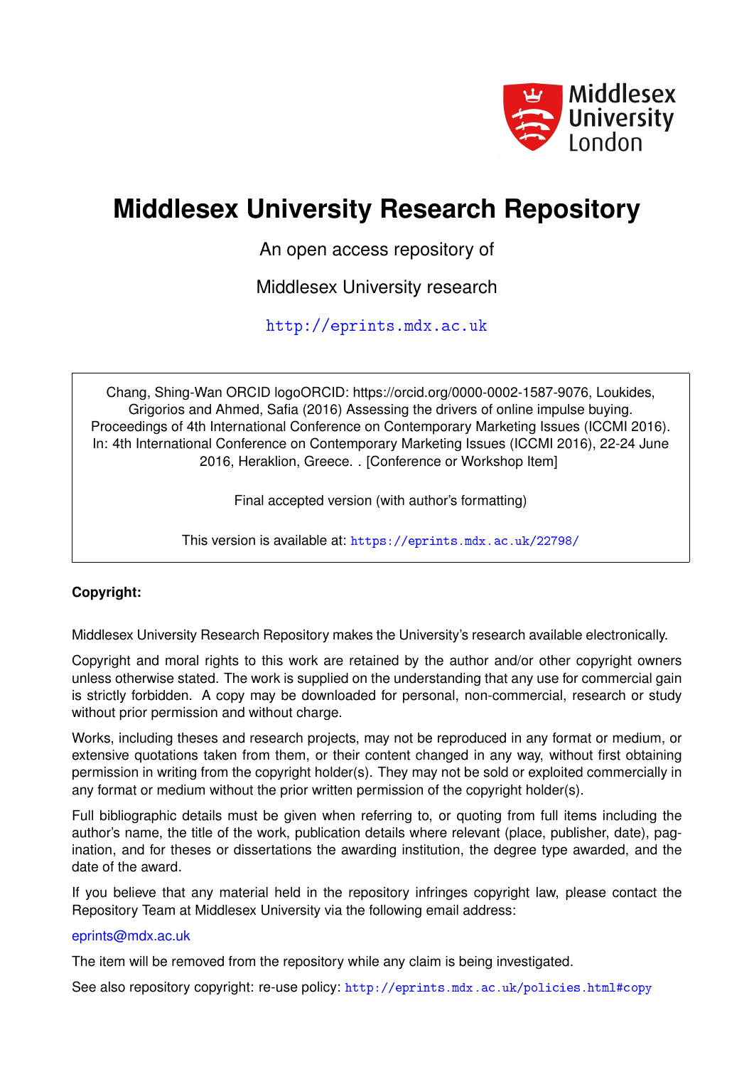# Middlesex University Research Repository

An open access repository of

Middlesex University research

http://eprints.mdx.ac.uk

Chang, Shing-Wan ORCID logoORCID: https://orcid.org/0000-0002-1587-9076, Loukides, Grigorios and Ahmed, Safia (2016) Assessing the drivers of online impulse buying. Proceedings of 4th International Conference on Contemporary Marketing Issues (ICCMI 2016). In: 4th International Conference on Contemporary Marketing Issues (ICCMI 2016), 22-24 June 2016, Heraklion, Greece. . [Conference or Workshop Item]

Final accepted version (with author's formatting)

This version is available at: https://eprints.mdx.ac.uk/22798/

**Copyright:**

Middlesex University Research Repository makes the University's research available electronically.

Copyright and moral rights to this work are retained by the author and/or other copyright owners unless otherwise stated. The work is supplied on the understanding that any use for commercial gain is strictly forbidden. A copy may be downloaded for personal, non-commercial, research or study without prior permission and without charge.

Works, including theses and research projects, may not be reproduced in any format or medium, or extensive quotations taken from them, or their content changed in any way, without first obtaining permission in writing from the copyright holder(s). They may not be sold or exploited commercially in any format or medium without the prior written permission of the copyright holder(s).

Full bibliographic details must be given when referring to, or quoting from full items including the author's name, the title of the work, publication details where relevant (place, publisher, date), pagination, and for theses or dissertations the awarding institution, the degree type awarded, and the date of the award.

If you believe that any material held in the repository infringes copyright law, please contact the Repository Team at Middlesex University via the following email address:

eprints@mdx.ac.uk

The item will be removed from the repository while any claim is being investigated.

See also repository copyright: re-use policy: http://eprints.mdx.ac.uk/policies.html#copy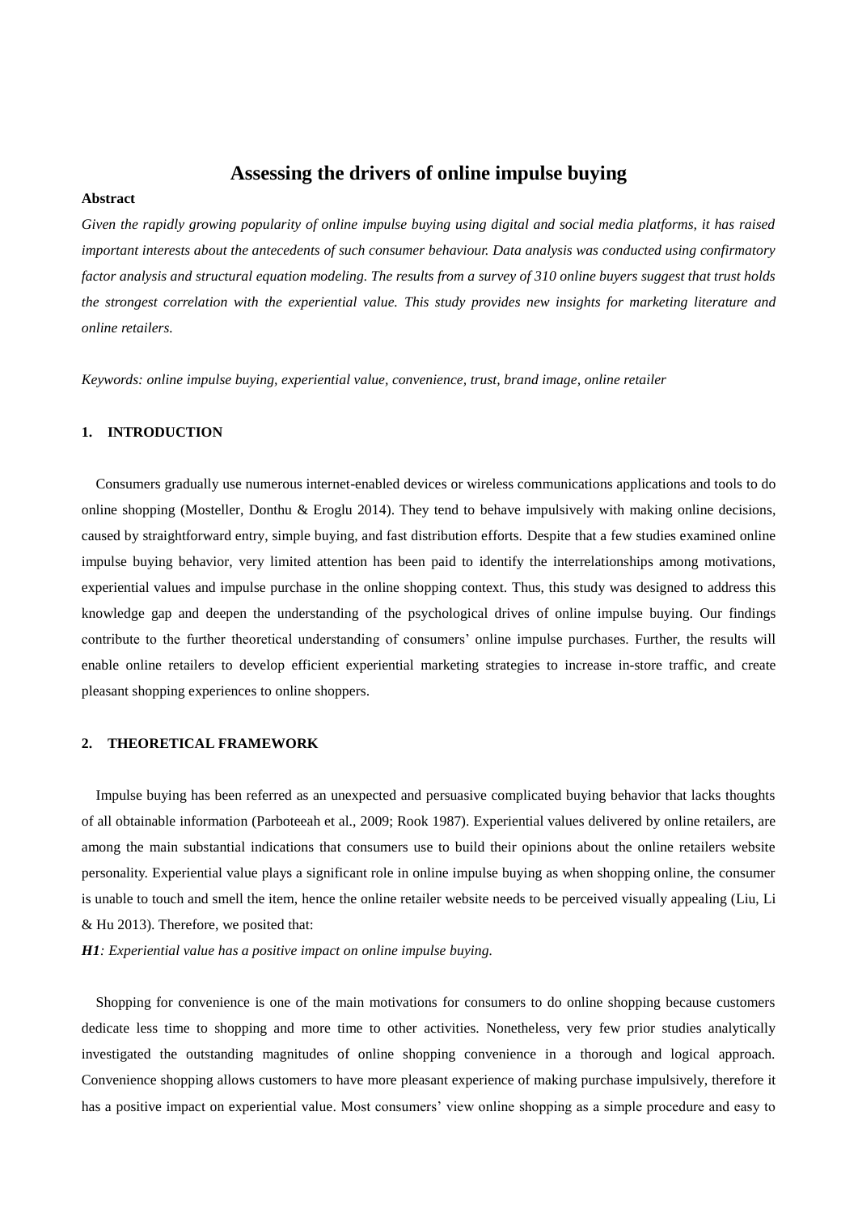# Assessing the drivers of online impulse buying

**Abstract**

*Given the rapidly growing popularity of online impulse buying using digital and social media platforms, it has raised important interests about the antecedents of such consumer behaviour. Data analysis was conducted using confirmatory factor analysis and structural equation modeling. The results from a survey of 310 online buyers suggest that trust holds the strongest correlation with the experiential value. This study provides new insights for marketing literature and online retailers.*

*Keywords: online impulse buying, experiential value, convenience, trust, brand image, online retailer*

## 1. INTRODUCTION

Consumers gradually use numerous internet-enabled devices or wireless communications applications and tools to do online shopping (Mosteller, Donthu & Eroglu 2014). They tend to behave impulsively with making online decisions, caused by straightforward entry, simple buying, and fast distribution efforts. Despite that a few studies examined online impulse buying behavior, very limited attention has been paid to identify the interrelationships among motivations, experiential values and impulse purchase in the online shopping context. Thus, this study was designed to address this knowledge gap and deepen the understanding of the psychological drives of online impulse buying. Our findings contribute to the further theoretical understanding of consumers' online impulse purchases. Further, the results will enable online retailers to develop efficient experiential marketing strategies to increase in-store traffic, and create pleasant shopping experiences to online shoppers.

## 2. THEORETICAL FRAMEWORK

Impulse buying has been referred as an unexpected and persuasive complicated buying behavior that lacks thoughts of all obtainable information (Parboteeah et al., 2009; Rook 1987). Experiential values delivered by online retailers, are among the main substantial indications that consumers use to build their opinions about the online retailers website personality. Experiential value plays a significant role in online impulse buying as when shopping online, the consumer is unable to touch and smell the item, hence the online retailer website needs to be perceived visually appealing (Liu, Li & Hu 2013). Therefore, we posited that:

***H1**: Experiential value has a positive impact on online impulse buying.*

Shopping for convenience is one of the main motivations for consumers to do online shopping because customers dedicate less time to shopping and more time to other activities. Nonetheless, very few prior studies analytically investigated the outstanding magnitudes of online shopping convenience in a thorough and logical approach. Convenience shopping allows customers to have more pleasant experience of making purchase impulsively, therefore it has a positive impact on experiential value. Most consumers' view online shopping as a simple procedure and easy to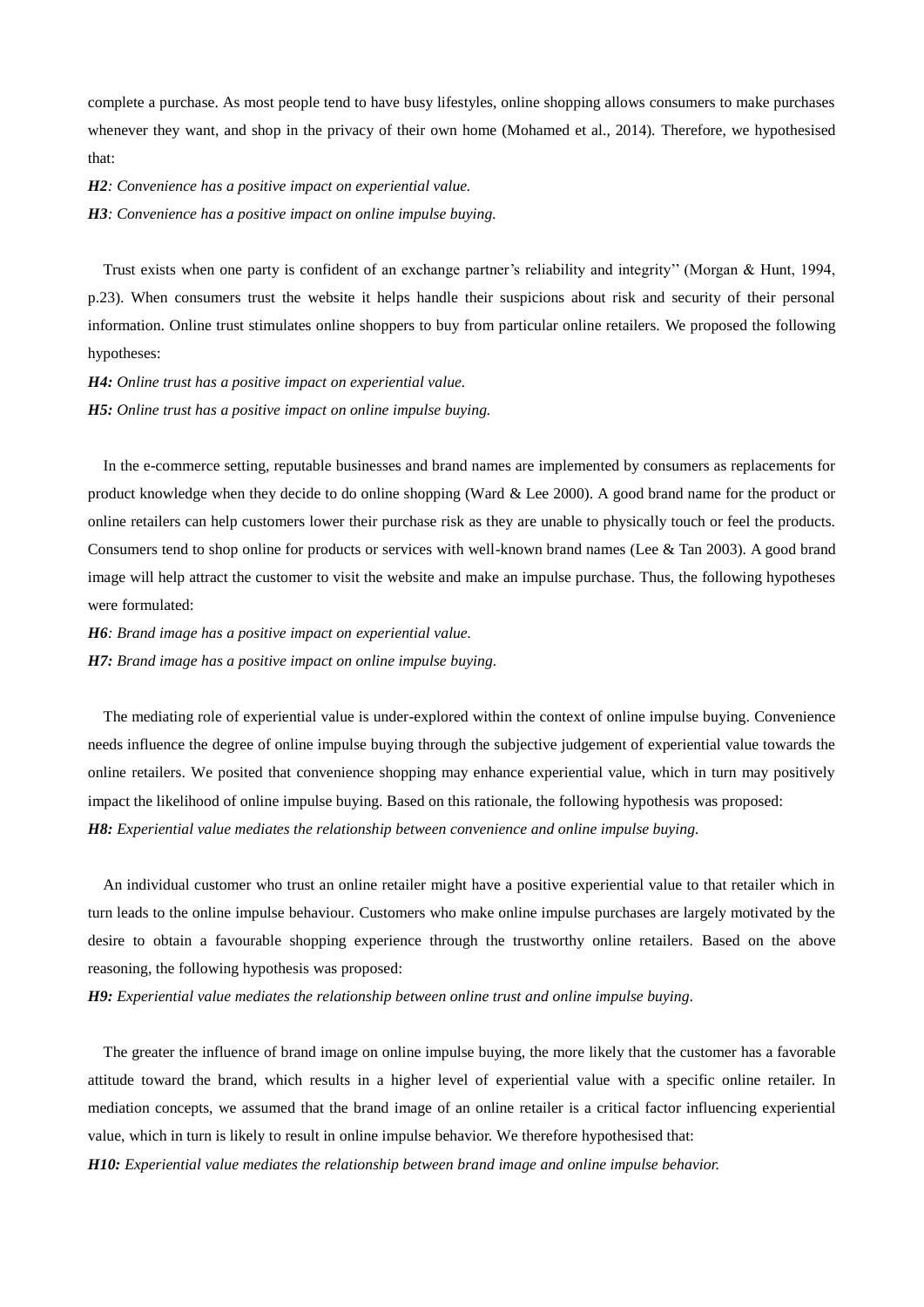complete a purchase. As most people tend to have busy lifestyles, online shopping allows consumers to make purchases whenever they want, and shop in the privacy of their own home (Mohamed et al., 2014). Therefore, we hypothesised that:

***H2**: Convenience has a positive impact on experiential value.*

***H3**: Convenience has a positive impact on online impulse buying.*

Trust exists when one party is confident of an exchange partner's reliability and integrity'' (Morgan & Hunt, 1994, p.23). When consumers trust the website it helps handle their suspicions about risk and security of their personal information. Online trust stimulates online shoppers to buy from particular online retailers. We proposed the following hypotheses:

***H4:** Online trust has a positive impact on experiential value.*

***H5:** Online trust has a positive impact on online impulse buying.*

In the e-commerce setting, reputable businesses and brand names are implemented by consumers as replacements for product knowledge when they decide to do online shopping (Ward & Lee 2000). A good brand name for the product or online retailers can help customers lower their purchase risk as they are unable to physically touch or feel the products. Consumers tend to shop online for products or services with well-known brand names (Lee & Tan 2003). A good brand image will help attract the customer to visit the website and make an impulse purchase. Thus, the following hypotheses were formulated:

***H6**: Brand image has a positive impact on experiential value.*

***H7:** Brand image has a positive impact on online impulse buying.*

The mediating role of experiential value is under-explored within the context of online impulse buying. Convenience needs influence the degree of online impulse buying through the subjective judgement of experiential value towards the online retailers. We posited that convenience shopping may enhance experiential value, which in turn may positively impact the likelihood of online impulse buying. Based on this rationale, the following hypothesis was proposed:

***H8:** Experiential value mediates the relationship between convenience and online impulse buying.*

An individual customer who trust an online retailer might have a positive experiential value to that retailer which in turn leads to the online impulse behaviour. Customers who make online impulse purchases are largely motivated by the desire to obtain a favourable shopping experience through the trustworthy online retailers. Based on the above reasoning, the following hypothesis was proposed:

***H9:** Experiential value mediates the relationship between online trust and online impulse buying.*

The greater the influence of brand image on online impulse buying, the more likely that the customer has a favorable attitude toward the brand, which results in a higher level of experiential value with a specific online retailer. In mediation concepts, we assumed that the brand image of an online retailer is a critical factor influencing experiential value, which in turn is likely to result in online impulse behavior. We therefore hypothesised that:

***H10:** Experiential value mediates the relationship between brand image and online impulse behavior.*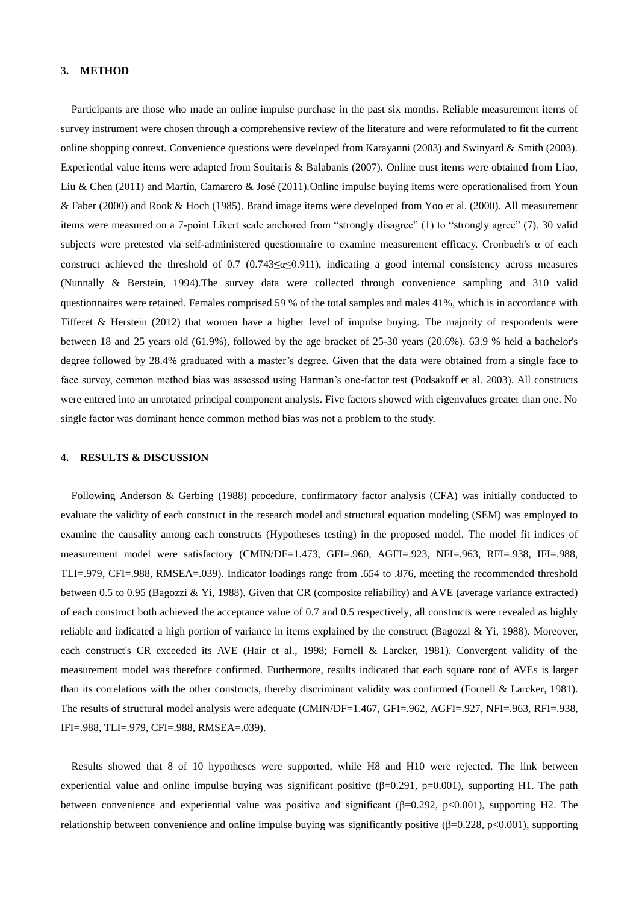## 3. METHOD

Participants are those who made an online impulse purchase in the past six months. Reliable measurement items of survey instrument were chosen through a comprehensive review of the literature and were reformulated to fit the current online shopping context. Convenience questions were developed from Karayanni (2003) and Swinyard & Smith (2003). Experiential value items were adapted from Souitaris & Balabanis (2007). Online trust items were obtained from Liao, Liu & Chen (2011) and Martín, Camarero & José (2011).Online impulse buying items were operationalised from Youn & Faber (2000) and Rook & Hoch (1985). Brand image items were developed from Yoo et al. (2000). All measurement items were measured on a 7-point Likert scale anchored from "strongly disagree" (1) to "strongly agree" (7). 30 valid subjects were pretested via self-administered questionnaire to examine measurement efficacy. Cronbach's α of each construct achieved the threshold of 0.7 ($0.743 \leq \alpha \leq 0.911$), indicating a good internal consistency across measures (Nunnally & Berstein, 1994).The survey data were collected through convenience sampling and 310 valid questionnaires were retained. Females comprised 59 % of the total samples and males 41%, which is in accordance with Tifferet & Herstein (2012) that women have a higher level of impulse buying. The majority of respondents were between 18 and 25 years old (61.9%), followed by the age bracket of 25-30 years (20.6%). 63.9 % held a bachelor's degree followed by 28.4% graduated with a master's degree. Given that the data were obtained from a single face to face survey, common method bias was assessed using Harman's one-factor test (Podsakoff et al. 2003). All constructs were entered into an unrotated principal component analysis. Five factors showed with eigenvalues greater than one. No single factor was dominant hence common method bias was not a problem to the study.

## 4. RESULTS & DISCUSSION

Following Anderson & Gerbing (1988) procedure, confirmatory factor analysis (CFA) was initially conducted to evaluate the validity of each construct in the research model and structural equation modeling (SEM) was employed to examine the causality among each constructs (Hypotheses testing) in the proposed model. The model fit indices of measurement model were satisfactory (CMIN/DF=1.473, GFI=.960, AGFI=.923, NFI=.963, RFI=.938, IFI=.988, TLI=.979, CFI=.988, RMSEA=.039). Indicator loadings range from .654 to .876, meeting the recommended threshold between 0.5 to 0.95 (Bagozzi & Yi, 1988). Given that CR (composite reliability) and AVE (average variance extracted) of each construct both achieved the acceptance value of 0.7 and 0.5 respectively, all constructs were revealed as highly reliable and indicated a high portion of variance in items explained by the construct (Bagozzi & Yi, 1988). Moreover, each construct's CR exceeded its AVE (Hair et al., 1998; Fornell & Larcker, 1981). Convergent validity of the measurement model was therefore confirmed. Furthermore, results indicated that each square root of AVEs is larger than its correlations with the other constructs, thereby discriminant validity was confirmed (Fornell & Larcker, 1981). The results of structural model analysis were adequate (CMIN/DF=1.467, GFI=.962, AGFI=.927, NFI=.963, RFI=.938, IFI=.988, TLI=.979, CFI=.988, RMSEA=.039).

Results showed that 8 of 10 hypotheses were supported, while H8 and H10 were rejected. The link between experiential value and online impulse buying was significant positive ($\beta=0.291$, $p=0.001$), supporting H1. The path between convenience and experiential value was positive and significant ($\beta=0.292$, $p<0.001$), supporting H2. The relationship between convenience and online impulse buying was significantly positive ($\beta=0.228$, $p<0.001$), supporting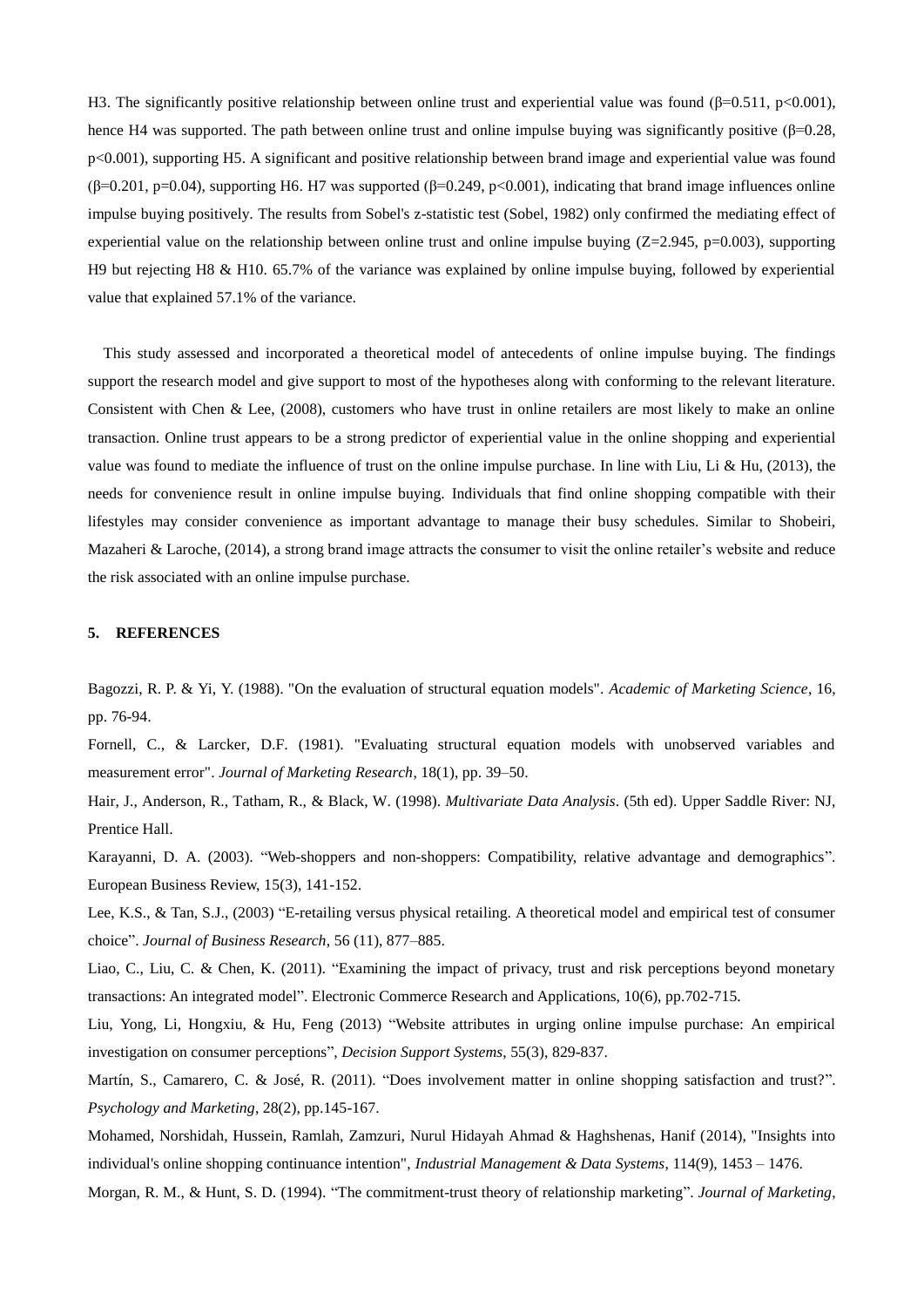H3. The significantly positive relationship between online trust and experiential value was found ($\beta$=0.511, $p$<0.001), hence H4 was supported. The path between online trust and online impulse buying was significantly positive ($\beta$=0.28, $p$<0.001), supporting H5. A significant and positive relationship between brand image and experiential value was found ($\beta$=0.201, $p$=0.04), supporting H6. H7 was supported ($\beta$=0.249, $p$<0.001), indicating that brand image influences online impulse buying positively. The results from Sobel's z-statistic test (Sobel, 1982) only confirmed the mediating effect of experiential value on the relationship between online trust and online impulse buying ($Z$=2.945, $p$=0.003), supporting H9 but rejecting H8 & H10. 65.7% of the variance was explained by online impulse buying, followed by experiential value that explained 57.1% of the variance.

This study assessed and incorporated a theoretical model of antecedents of online impulse buying. The findings support the research model and give support to most of the hypotheses along with conforming to the relevant literature. Consistent with Chen & Lee, (2008), customers who have trust in online retailers are most likely to make an online transaction. Online trust appears to be a strong predictor of experiential value in the online shopping and experiential value was found to mediate the influence of trust on the online impulse purchase. In line with Liu, Li & Hu, (2013), the needs for convenience result in online impulse buying. Individuals that find online shopping compatible with their lifestyles may consider convenience as important advantage to manage their busy schedules. Similar to Shobeiri, Mazaheri & Laroche, (2014), a strong brand image attracts the consumer to visit the online retailer's website and reduce the risk associated with an online impulse purchase.

## 5. REFERENCES

Bagozzi, R. P. & Yi, Y. (1988). "On the evaluation of structural equation models". *Academic of Marketing Science*, 16, pp. 76-94.

Fornell, C., & Larcker, D.F. (1981). "Evaluating structural equation models with unobserved variables and measurement error". *Journal of Marketing Research*, 18(1), pp. 39–50.

Hair, J., Anderson, R., Tatham, R., & Black, W. (1998). *Multivariate Data Analysis*. (5th ed). Upper Saddle River: NJ, Prentice Hall.

Karayanni, D. A. (2003). "Web-shoppers and non-shoppers: Compatibility, relative advantage and demographics". European Business Review, 15(3), 141-152.

Lee, K.S., & Tan, S.J., (2003) "E-retailing versus physical retailing. A theoretical model and empirical test of consumer choice". *Journal of Business Research*, 56 (11), 877–885.

Liao, C., Liu, C. & Chen, K. (2011). "Examining the impact of privacy, trust and risk perceptions beyond monetary transactions: An integrated model". Electronic Commerce Research and Applications, 10(6), pp.702-715.

Liu, Yong, Li, Hongxiu, & Hu, Feng (2013) "Website attributes in urging online impulse purchase: An empirical investigation on consumer perceptions", *Decision Support Systems*, 55(3), 829-837.

Martín, S., Camarero, C. & José, R. (2011). "Does involvement matter in online shopping satisfaction and trust?". *Psychology and Marketing*, 28(2), pp.145-167.

Mohamed, Norshidah, Hussein, Ramlah, Zamzuri, Nurul Hidayah Ahmad & Haghshenas, Hanif (2014), "Insights into individual's online shopping continuance intention", *Industrial Management & Data Systems*, 114(9), 1453 – 1476.

Morgan, R. M., & Hunt, S. D. (1994). "The commitment-trust theory of relationship marketing". *Journal of Marketing*,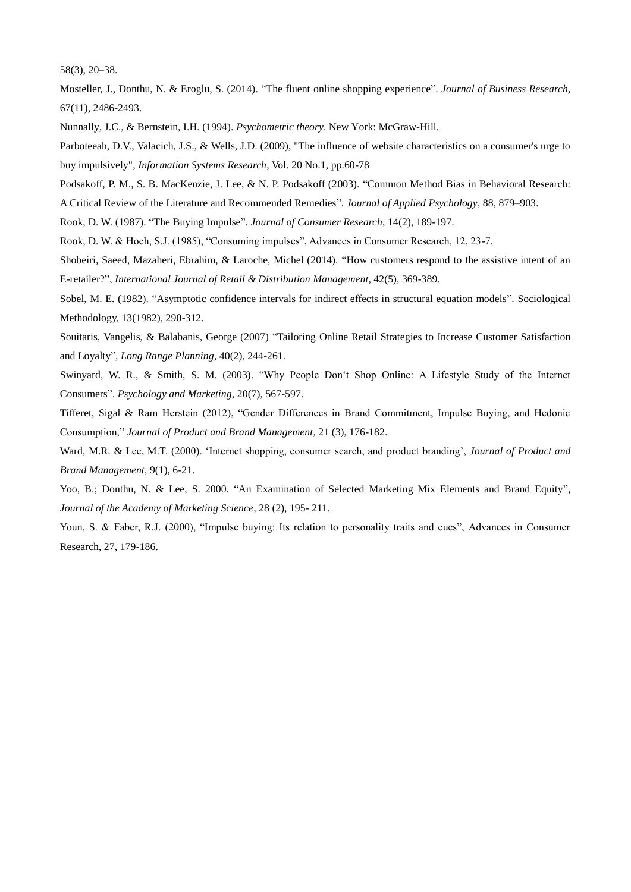58(3), 20–38.

Mosteller, J., Donthu, N. & Eroglu, S. (2014). “The fluent online shopping experience”. *Journal of Business Research*, 67(11), 2486-2493.

Nunnally, J.C., & Bernstein, I.H. (1994). *Psychometric theory*. New York: McGraw-Hill.

Parboteeah, D.V., Valacich, J.S., & Wells, J.D. (2009), "The influence of website characteristics on a consumer's urge to buy impulsively", *Information Systems Research*, Vol. 20 No.1, pp.60-78

Podsakoff, P. M., S. B. MacKenzie, J. Lee, & N. P. Podsakoff (2003). “Common Method Bias in Behavioral Research: A Critical Review of the Literature and Recommended Remedies”. *Journal of Applied Psychology*, 88, 879–903.

Rook, D. W. (1987). “The Buying Impulse”. *Journal of Consumer Research*, 14(2), 189-197.

Rook, D. W. & Hoch, S.J. (1985), “Consuming impulses”, Advances in Consumer Research, 12, 23-7.

Shobeiri, Saeed, Mazaheri, Ebrahim, & Laroche, Michel (2014). “How customers respond to the assistive intent of an E-retailer?”, *International Journal of Retail & Distribution Management*, 42(5), 369-389.

Sobel, M. E. (1982). “Asymptotic confidence intervals for indirect effects in structural equation models”. Sociological Methodology, 13(1982), 290-312.

Souitaris, Vangelis, & Balabanis, George (2007) “Tailoring Online Retail Strategies to Increase Customer Satisfaction and Loyalty”, *Long Range Planning*, 40(2), 244-261.

Swinyard, W. R., & Smith, S. M. (2003). “Why People Don‘t Shop Online: A Lifestyle Study of the Internet Consumers”. *Psychology and Marketing*, 20(7), 567-597.

Tifferet, Sigal & Ram Herstein (2012), “Gender Differences in Brand Commitment, Impulse Buying, and Hedonic Consumption,” *Journal of Product and Brand Management*, 21 (3), 176-182.

Ward, M.R. & Lee, M.T. (2000). ‘Internet shopping, consumer search, and product branding’, *Journal of Product and Brand Management*, 9(1), 6-21.

Yoo, B.; Donthu, N. & Lee, S. 2000. “An Examination of Selected Marketing Mix Elements and Brand Equity”, *Journal of the Academy of Marketing Science*, 28 (2), 195- 211.

Youn, S. & Faber, R.J. (2000), “Impulse buying: Its relation to personality traits and cues”, Advances in Consumer Research, 27, 179-186.